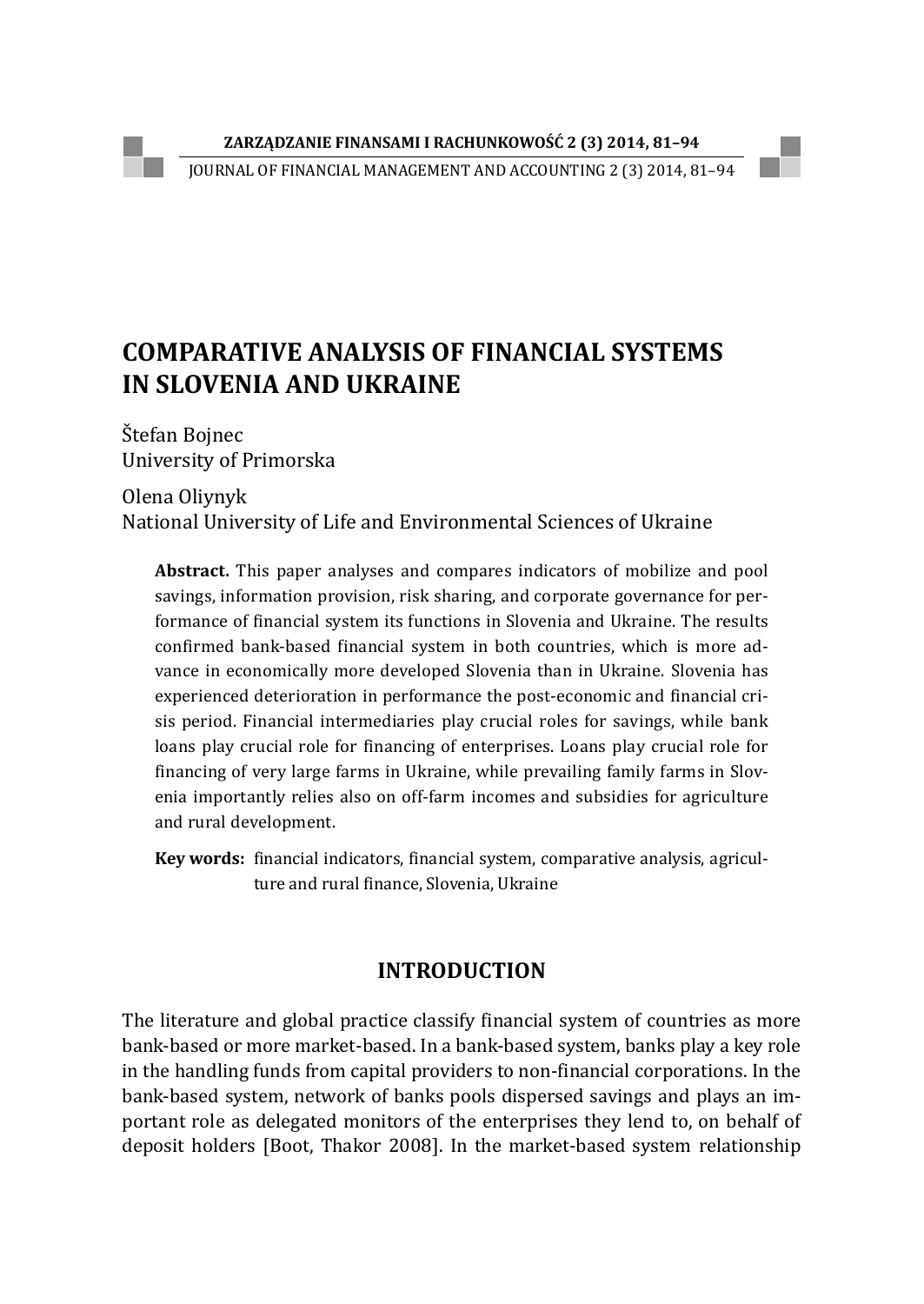# COMPARATIVE ANALYSIS OF FINANCIAL SYSTEMS IN SLOVENIA AND UKRAINE

Štefan Bojnec
University of Primorska

Olena Oliynyk
National University of Life and Environmental Sciences of Ukraine

**Abstract.** This paper analyses and compares indicators of mobilize and pool savings, information provision, risk sharing, and corporate governance for performance of financial system its functions in Slovenia and Ukraine. The results confirmed bank-based financial system in both countries, which is more advance in economically more developed Slovenia than in Ukraine. Slovenia has experienced deterioration in performance the post-economic and financial crisis period. Financial intermediaries play crucial roles for savings, while bank loans play crucial role for financing of enterprises. Loans play crucial role for financing of very large farms in Ukraine, while prevailing family farms in Slovenia importantly relies also on off-farm incomes and subsidies for agriculture and rural development.

**Key words:** financial indicators, financial system, comparative analysis, agriculture and rural finance, Slovenia, Ukraine

## INTRODUCTION

The literature and global practice classify financial system of countries as more bank-based or more market-based. In a bank-based system, banks play a key role in the handling funds from capital providers to non-financial corporations. In the bank-based system, network of banks pools dispersed savings and plays an important role as delegated monitors of the enterprises they lend to, on behalf of deposit holders [Boot, Thakor 2008]. In the market-based system relationship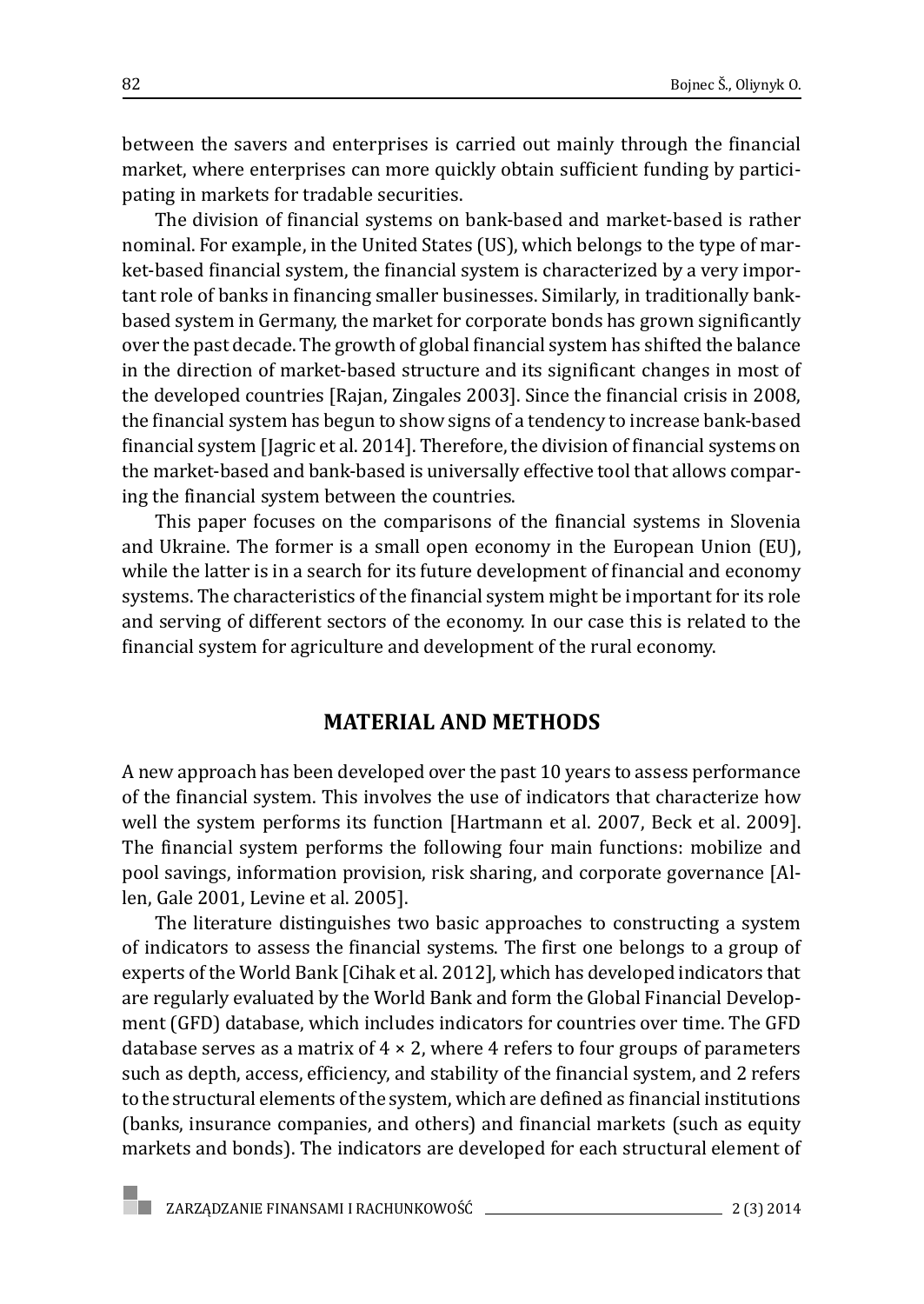between the savers and enterprises is carried out mainly through the financial market, where enterprises can more quickly obtain sufficient funding by participating in markets for tradable securities.

The division of financial systems on bank-based and market-based is rather nominal. For example, in the United States (US), which belongs to the type of market-based financial system, the financial system is characterized by a very important role of banks in financing smaller businesses. Similarly, in traditionally bank-based system in Germany, the market for corporate bonds has grown significantly over the past decade. The growth of global financial system has shifted the balance in the direction of market-based structure and its significant changes in most of the developed countries [Rajan, Zingales 2003]. Since the financial crisis in 2008, the financial system has begun to show signs of a tendency to increase bank-based financial system [Jagric et al. 2014]. Therefore, the division of financial systems on the market-based and bank-based is universally effective tool that allows comparing the financial system between the countries.

This paper focuses on the comparisons of the financial systems in Slovenia and Ukraine. The former is a small open economy in the European Union (EU), while the latter is in a search for its future development of financial and economy systems. The characteristics of the financial system might be important for its role and serving of different sectors of the economy. In our case this is related to the financial system for agriculture and development of the rural economy.

## MATERIAL AND METHODS

A new approach has been developed over the past 10 years to assess performance of the financial system. This involves the use of indicators that characterize how well the system performs its function [Hartmann et al. 2007, Beck et al. 2009]. The financial system performs the following four main functions: mobilize and pool savings, information provision, risk sharing, and corporate governance [Allen, Gale 2001, Levine et al. 2005].

The literature distinguishes two basic approaches to constructing a system of indicators to assess the financial systems. The first one belongs to a group of experts of the World Bank [Cihak et al. 2012], which has developed indicators that are regularly evaluated by the World Bank and form the Global Financial Development (GFD) database, which includes indicators for countries over time. The GFD database serves as a matrix of 4 × 2, where 4 refers to four groups of parameters such as depth, access, efficiency, and stability of the financial system, and 2 refers to the structural elements of the system, which are defined as financial institutions (banks, insurance companies, and others) and financial markets (such as equity markets and bonds). The indicators are developed for each structural element of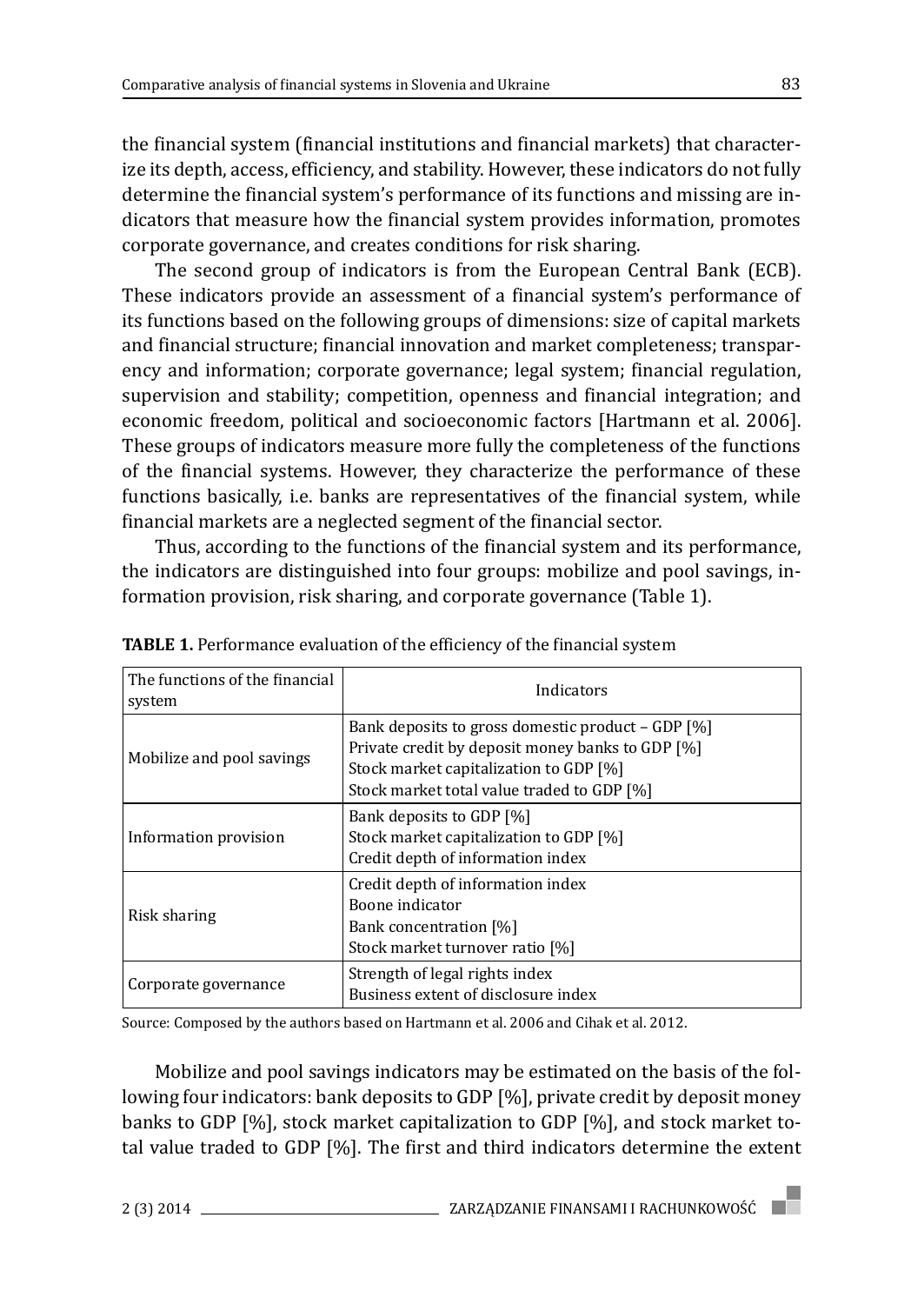the financial system (financial institutions and financial markets) that characterize its depth, access, efficiency, and stability. However, these indicators do not fully determine the financial system's performance of its functions and missing are indicators that measure how the financial system provides information, promotes corporate governance, and creates conditions for risk sharing.

The second group of indicators is from the European Central Bank (ECB). These indicators provide an assessment of a financial system's performance of its functions based on the following groups of dimensions: size of capital markets and financial structure; financial innovation and market completeness; transparency and information; corporate governance; legal system; financial regulation, supervision and stability; competition, openness and financial integration; and economic freedom, political and socioeconomic factors [Hartmann et al. 2006]. These groups of indicators measure more fully the completeness of the functions of the financial systems. However, they characterize the performance of these functions basically, i.e. banks are representatives of the financial system, while financial markets are a neglected segment of the financial sector.

Thus, according to the functions of the financial system and its performance, the indicators are distinguished into four groups: mobilize and pool savings, information provision, risk sharing, and corporate governance (Table 1).

**TABLE 1.** Performance evaluation of the efficiency of the financial system

| The functions of the financial system | Indicators |
|---|---|
| Mobilize and pool savings | Bank deposits to gross domestic product – GDP [%]<br>Private credit by deposit money banks to GDP [%]<br>Stock market capitalization to GDP [%]<br>Stock market total value traded to GDP [%] |
| Information provision | Bank deposits to GDP [%]<br>Stock market capitalization to GDP [%]<br>Credit depth of information index |
| Risk sharing | Credit depth of information index<br>Boone indicator<br>Bank concentration [%]<br>Stock market turnover ratio [%] |
| Corporate governance | Strength of legal rights index<br>Business extent of disclosure index |

Source: Composed by the authors based on Hartmann et al. 2006 and Cihak et al. 2012.

Mobilize and pool savings indicators may be estimated on the basis of the following four indicators: bank deposits to GDP [%], private credit by deposit money banks to GDP [%], stock market capitalization to GDP [%], and stock market total value traded to GDP [%]. The first and third indicators determine the extent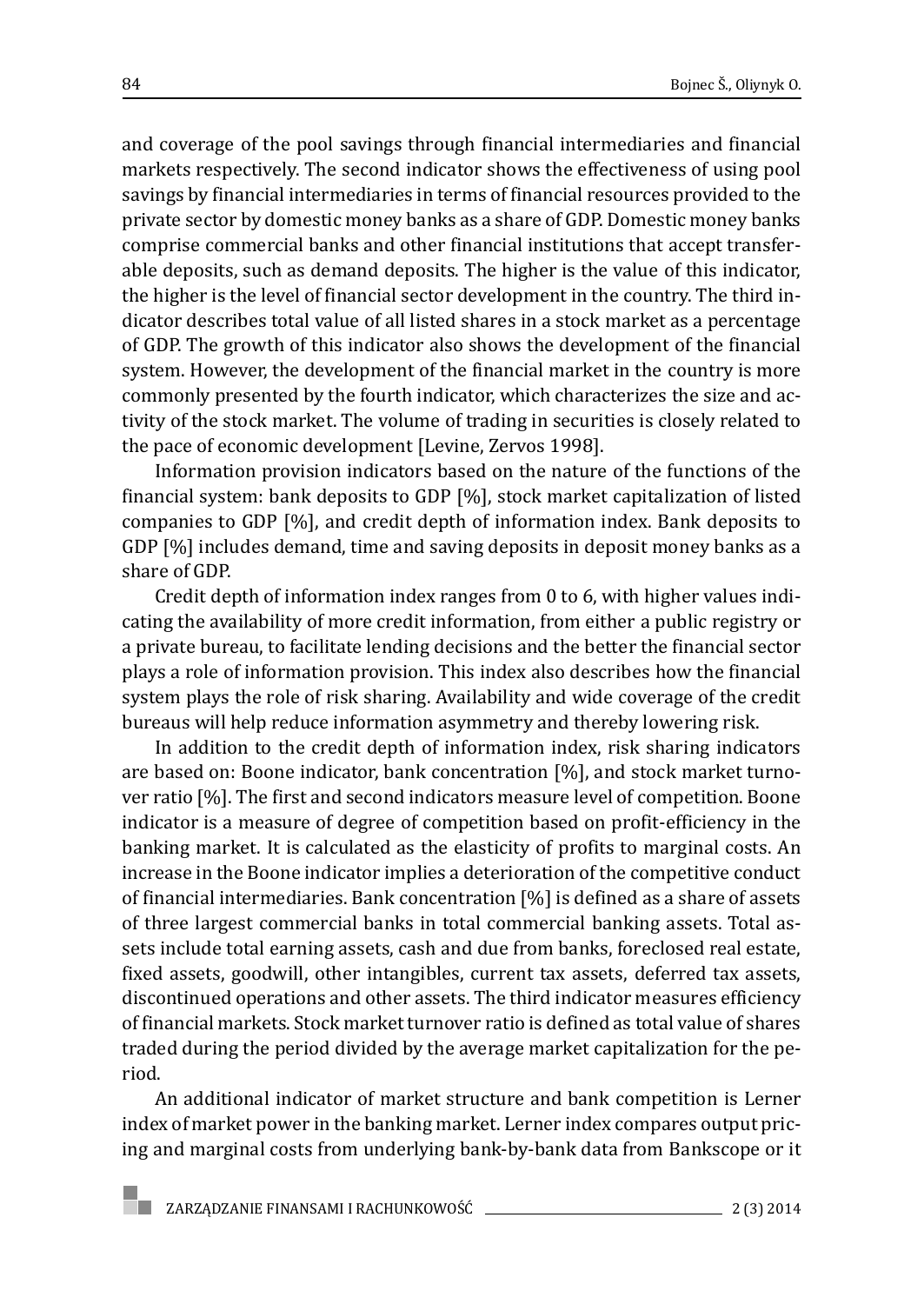and coverage of the pool savings through financial intermediaries and financial markets respectively. The second indicator shows the effectiveness of using pool savings by financial intermediaries in terms of financial resources provided to the private sector by domestic money banks as a share of GDP. Domestic money banks comprise commercial banks and other financial institutions that accept transferable deposits, such as demand deposits. The higher is the value of this indicator, the higher is the level of financial sector development in the country. The third indicator describes total value of all listed shares in a stock market as a percentage of GDP. The growth of this indicator also shows the development of the financial system. However, the development of the financial market in the country is more commonly presented by the fourth indicator, which characterizes the size and activity of the stock market. The volume of trading in securities is closely related to the pace of economic development [Levine, Zervos 1998].

Information provision indicators based on the nature of the functions of the financial system: bank deposits to GDP [%], stock market capitalization of listed companies to GDP [%], and credit depth of information index. Bank deposits to GDP [%] includes demand, time and saving deposits in deposit money banks as a share of GDP.

Credit depth of information index ranges from 0 to 6, with higher values indicating the availability of more credit information, from either a public registry or a private bureau, to facilitate lending decisions and the better the financial sector plays a role of information provision. This index also describes how the financial system plays the role of risk sharing. Availability and wide coverage of the credit bureaus will help reduce information asymmetry and thereby lowering risk.

In addition to the credit depth of information index, risk sharing indicators are based on: Boone indicator, bank concentration [%], and stock market turnover ratio [%]. The first and second indicators measure level of competition. Boone indicator is a measure of degree of competition based on profit-efficiency in the banking market. It is calculated as the elasticity of profits to marginal costs. An increase in the Boone indicator implies a deterioration of the competitive conduct of financial intermediaries. Bank concentration [%] is defined as a share of assets of three largest commercial banks in total commercial banking assets. Total assets include total earning assets, cash and due from banks, foreclosed real estate, fixed assets, goodwill, other intangibles, current tax assets, deferred tax assets, discontinued operations and other assets. The third indicator measures efficiency of financial markets. Stock market turnover ratio is defined as total value of shares traded during the period divided by the average market capitalization for the period.

An additional indicator of market structure and bank competition is Lerner index of market power in the banking market. Lerner index compares output pricing and marginal costs from underlying bank-by-bank data from Bankscope or it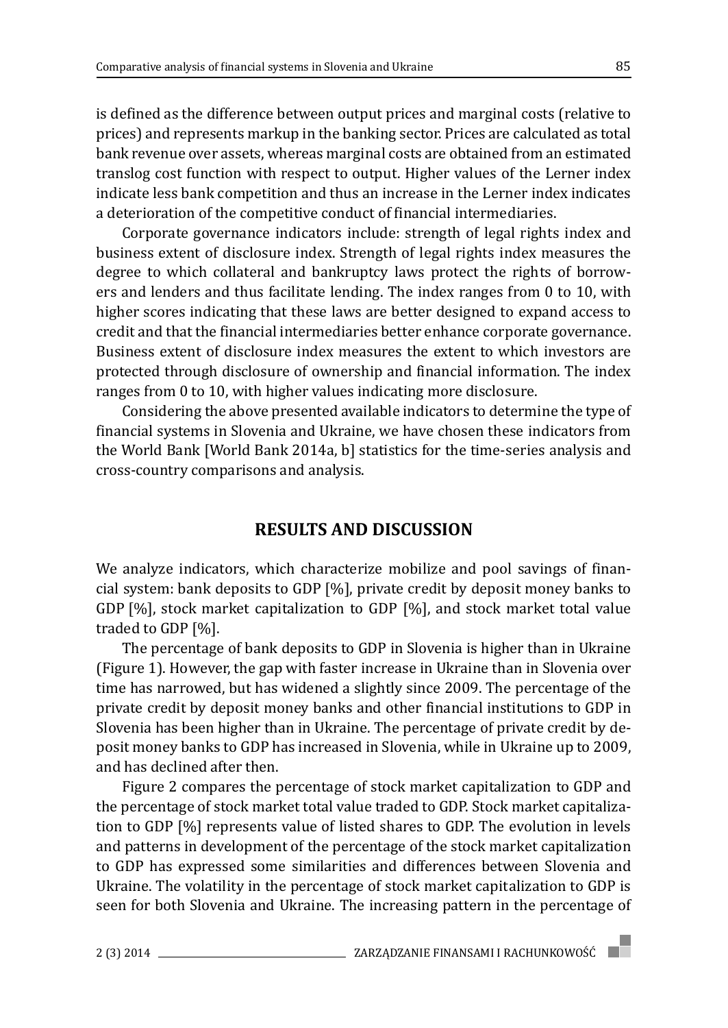is defined as the difference between output prices and marginal costs (relative to prices) and represents markup in the banking sector. Prices are calculated as total bank revenue over assets, whereas marginal costs are obtained from an estimated translog cost function with respect to output. Higher values of the Lerner index indicate less bank competition and thus an increase in the Lerner index indicates a deterioration of the competitive conduct of financial intermediaries.

Corporate governance indicators include: strength of legal rights index and business extent of disclosure index. Strength of legal rights index measures the degree to which collateral and bankruptcy laws protect the rights of borrowers and lenders and thus facilitate lending. The index ranges from 0 to 10, with higher scores indicating that these laws are better designed to expand access to credit and that the financial intermediaries better enhance corporate governance. Business extent of disclosure index measures the extent to which investors are protected through disclosure of ownership and financial information. The index ranges from 0 to 10, with higher values indicating more disclosure.

Considering the above presented available indicators to determine the type of financial systems in Slovenia and Ukraine, we have chosen these indicators from the World Bank [World Bank 2014a, b] statistics for the time-series analysis and cross-country comparisons and analysis.

## RESULTS AND DISCUSSION

We analyze indicators, which characterize mobilize and pool savings of financial system: bank deposits to GDP [%], private credit by deposit money banks to GDP [%], stock market capitalization to GDP [%], and stock market total value traded to GDP [%].

The percentage of bank deposits to GDP in Slovenia is higher than in Ukraine (Figure 1). However, the gap with faster increase in Ukraine than in Slovenia over time has narrowed, but has widened a slightly since 2009. The percentage of the private credit by deposit money banks and other financial institutions to GDP in Slovenia has been higher than in Ukraine. The percentage of private credit by deposit money banks to GDP has increased in Slovenia, while in Ukraine up to 2009, and has declined after then.

Figure 2 compares the percentage of stock market capitalization to GDP and the percentage of stock market total value traded to GDP. Stock market capitalization to GDP [%] represents value of listed shares to GDP. The evolution in levels and patterns in development of the percentage of the stock market capitalization to GDP has expressed some similarities and differences between Slovenia and Ukraine. The volatility in the percentage of stock market capitalization to GDP is seen for both Slovenia and Ukraine. The increasing pattern in the percentage of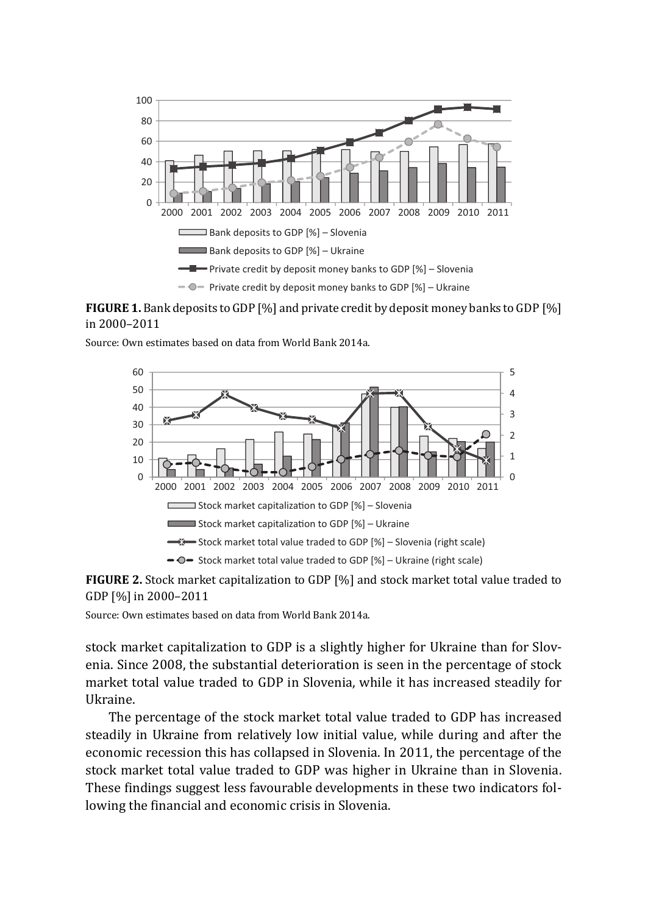**FIGURE 1.** Bank deposits to GDP [%] and private credit by deposit money banks to GDP [%] in 2000–2011

Source: Own estimates based on data from World Bank 2014a.

**FIGURE 2.** Stock market capitalization to GDP [%] and stock market total value traded to GDP [%] in 2000–2011

Source: Own estimates based on data from World Bank 2014a.

stock market capitalization to GDP is a slightly higher for Ukraine than for Slovenia. Since 2008, the substantial deterioration is seen in the percentage of stock market total value traded to GDP in Slovenia, while it has increased steadily for Ukraine.

The percentage of the stock market total value traded to GDP has increased steadily in Ukraine from relatively low initial value, while during and after the economic recession this has collapsed in Slovenia. In 2011, the percentage of the stock market total value traded to GDP was higher in Ukraine than in Slovenia. These findings suggest less favourable developments in these two indicators following the financial and economic crisis in Slovenia.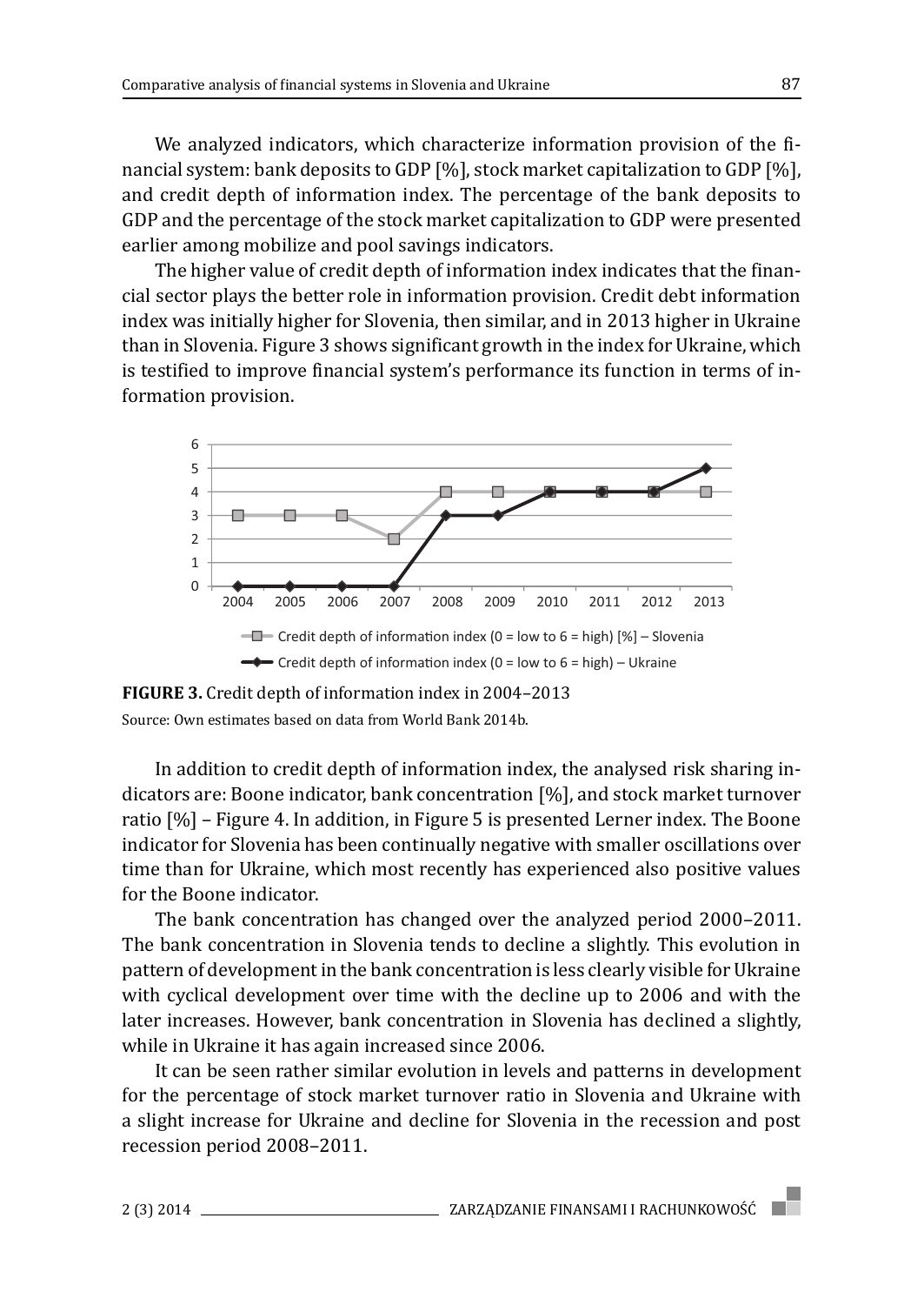We analyzed indicators, which characterize information provision of the financial system: bank deposits to GDP [%], stock market capitalization to GDP [%], and credit depth of information index. The percentage of the bank deposits to GDP and the percentage of the stock market capitalization to GDP were presented earlier among mobilize and pool savings indicators.

The higher value of credit depth of information index indicates that the financial sector plays the better role in information provision. Credit debt information index was initially higher for Slovenia, then similar, and in 2013 higher in Ukraine than in Slovenia. Figure 3 shows significant growth in the index for Ukraine, which is testified to improve financial system's performance its function in terms of information provision.

**FIGURE 3.** Credit depth of information index in 2004–2013

Source: Own estimates based on data from World Bank 2014b.

In addition to credit depth of information index, the analysed risk sharing indicators are: Boone indicator, bank concentration [%], and stock market turnover ratio [%] – Figure 4. In addition, in Figure 5 is presented Lerner index. The Boone indicator for Slovenia has been continually negative with smaller oscillations over time than for Ukraine, which most recently has experienced also positive values for the Boone indicator.

The bank concentration has changed over the analyzed period 2000–2011. The bank concentration in Slovenia tends to decline a slightly. This evolution in pattern of development in the bank concentration is less clearly visible for Ukraine with cyclical development over time with the decline up to 2006 and with the later increases. However, bank concentration in Slovenia has declined a slightly, while in Ukraine it has again increased since 2006.

It can be seen rather similar evolution in levels and patterns in development for the percentage of stock market turnover ratio in Slovenia and Ukraine with a slight increase for Ukraine and decline for Slovenia in the recession and post recession period 2008–2011.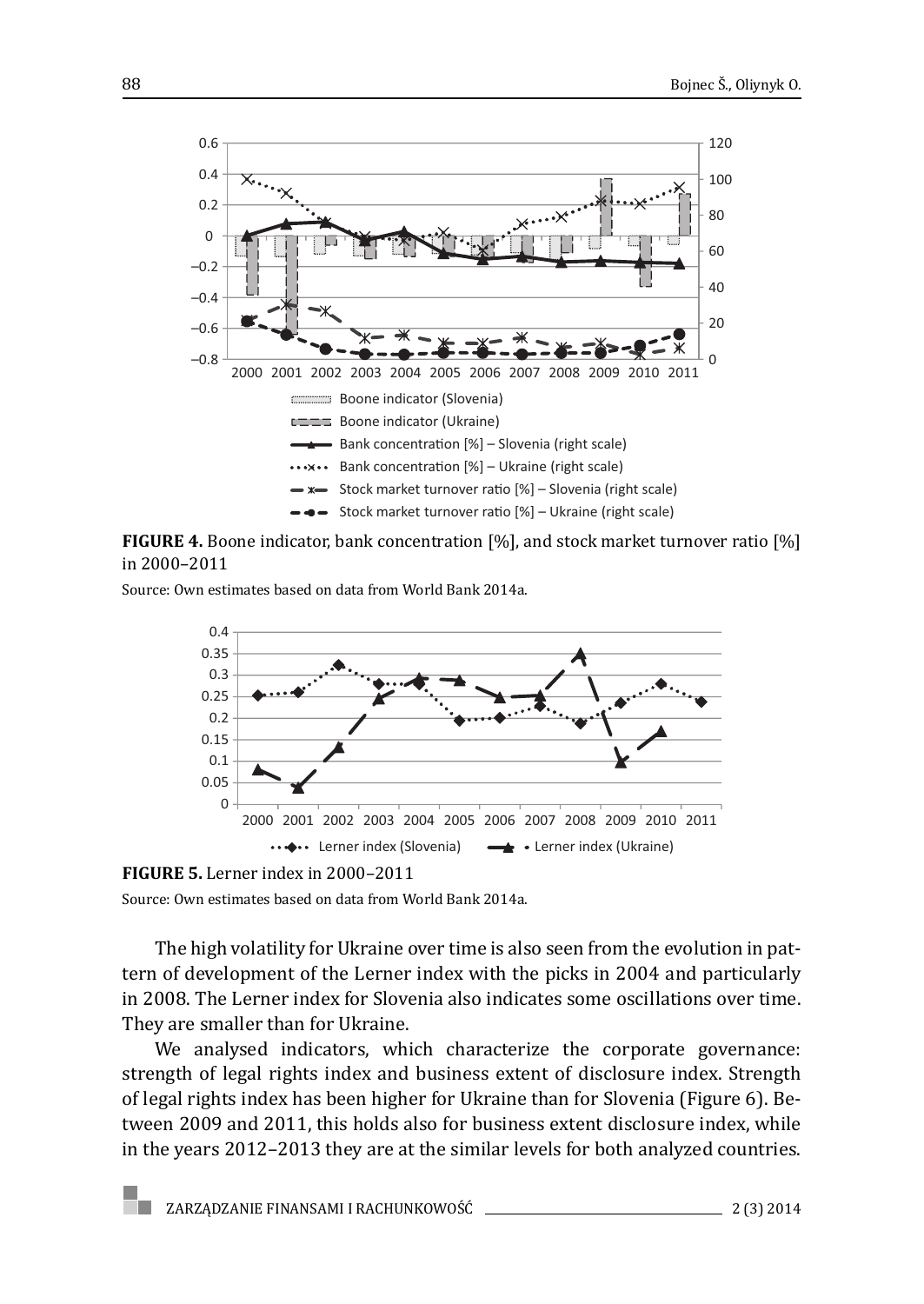**FIGURE 4.** Boone indicator, bank concentration [%], and stock market turnover ratio [%] in 2000–2011

Source: Own estimates based on data from World Bank 2014a.

**FIGURE 5.** Lerner index in 2000–2011

Source: Own estimates based on data from World Bank 2014a.

The high volatility for Ukraine over time is also seen from the evolution in pattern of development of the Lerner index with the picks in 2004 and particularly in 2008. The Lerner index for Slovenia also indicates some oscillations over time. They are smaller than for Ukraine.

We analysed indicators, which characterize the corporate governance: strength of legal rights index and business extent of disclosure index. Strength of legal rights index has been higher for Ukraine than for Slovenia (Figure 6). Between 2009 and 2011, this holds also for business extent disclosure index, while in the years 2012–2013 they are at the similar levels for both analyzed countries.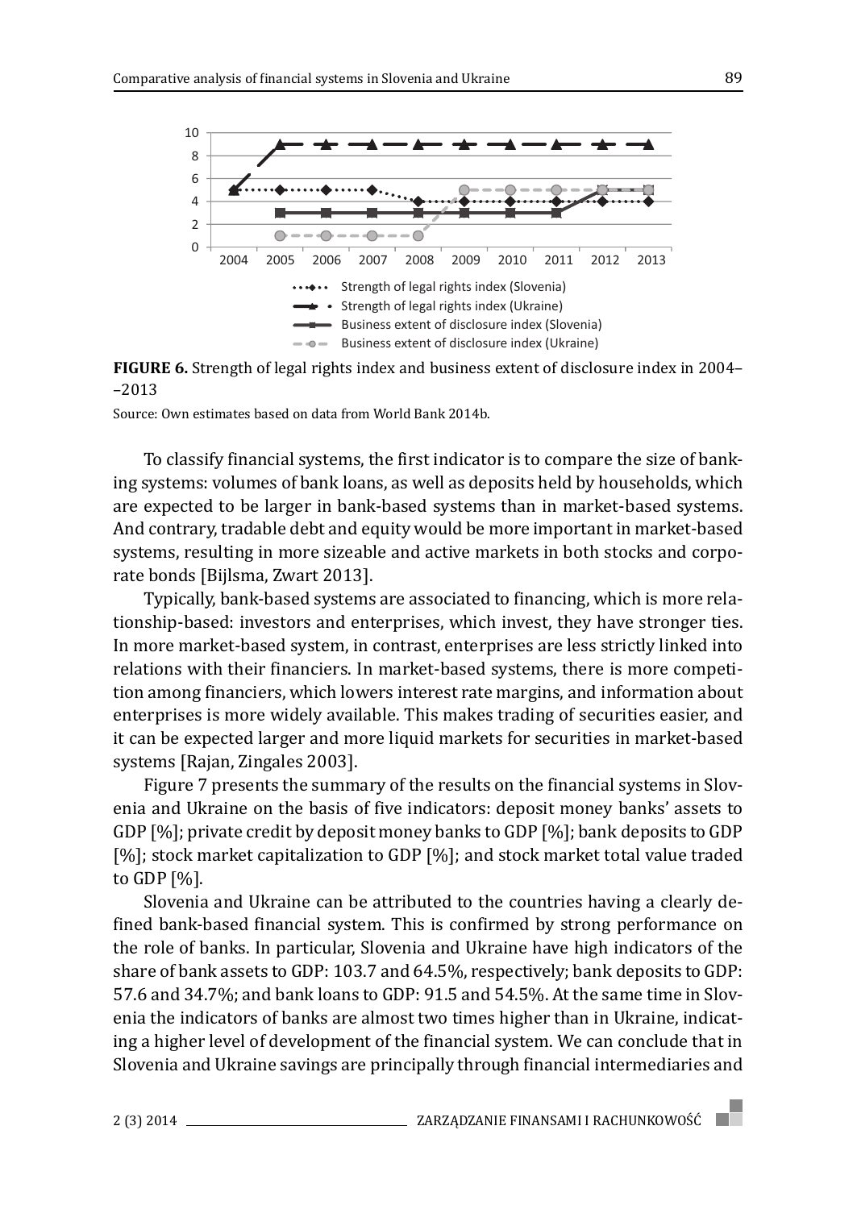**FIGURE 6.** Strength of legal rights index and business extent of disclosure index in 2004–2013

Source: Own estimates based on data from World Bank 2014b.

To classify financial systems, the first indicator is to compare the size of banking systems: volumes of bank loans, as well as deposits held by households, which are expected to be larger in bank-based systems than in market-based systems. And contrary, tradable debt and equity would be more important in market-based systems, resulting in more sizeable and active markets in both stocks and corporate bonds [Bijlsma, Zwart 2013].

Typically, bank-based systems are associated to financing, which is more relationship-based: investors and enterprises, which invest, they have stronger ties. In more market-based system, in contrast, enterprises are less strictly linked into relations with their financiers. In market-based systems, there is more competition among financiers, which lowers interest rate margins, and information about enterprises is more widely available. This makes trading of securities easier, and it can be expected larger and more liquid markets for securities in market-based systems [Rajan, Zingales 2003].

Figure 7 presents the summary of the results on the financial systems in Slovenia and Ukraine on the basis of five indicators: deposit money banks' assets to GDP [%]; private credit by deposit money banks to GDP [%]; bank deposits to GDP [%]; stock market capitalization to GDP [%]; and stock market total value traded to GDP [%].

Slovenia and Ukraine can be attributed to the countries having a clearly defined bank-based financial system. This is confirmed by strong performance on the role of banks. In particular, Slovenia and Ukraine have high indicators of the share of bank assets to GDP: 103.7 and 64.5%, respectively; bank deposits to GDP: 57.6 and 34.7%; and bank loans to GDP: 91.5 and 54.5%. At the same time in Slovenia the indicators of banks are almost two times higher than in Ukraine, indicating a higher level of development of the financial system. We can conclude that in Slovenia and Ukraine savings are principally through financial intermediaries and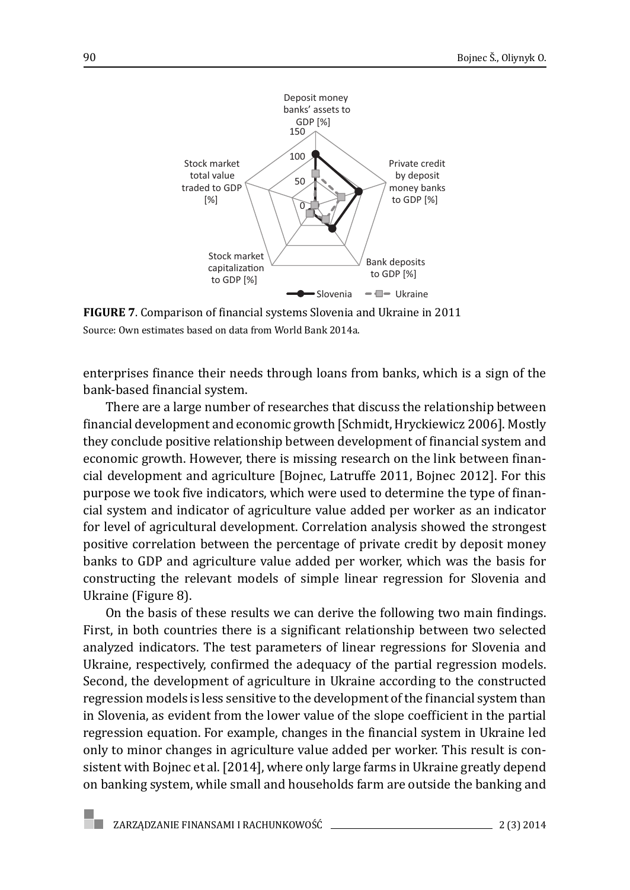**FIGURE 7**. Comparison of financial systems Slovenia and Ukraine in 2011

Source: Own estimates based on data from World Bank 2014a.

enterprises finance their needs through loans from banks, which is a sign of the bank-based financial system.

There are a large number of researches that discuss the relationship between financial development and economic growth [Schmidt, Hryckiewicz 2006]. Mostly they conclude positive relationship between development of financial system and economic growth. However, there is missing research on the link between financial development and agriculture [Bojnec, Latruffe 2011, Bojnec 2012]. For this purpose we took five indicators, which were used to determine the type of financial system and indicator of agriculture value added per worker as an indicator for level of agricultural development. Correlation analysis showed the strongest positive correlation between the percentage of private credit by deposit money banks to GDP and agriculture value added per worker, which was the basis for constructing the relevant models of simple linear regression for Slovenia and Ukraine (Figure 8).

On the basis of these results we can derive the following two main findings. First, in both countries there is a significant relationship between two selected analyzed indicators. The test parameters of linear regressions for Slovenia and Ukraine, respectively, confirmed the adequacy of the partial regression models. Second, the development of agriculture in Ukraine according to the constructed regression models is less sensitive to the development of the financial system than in Slovenia, as evident from the lower value of the slope coefficient in the partial regression equation. For example, changes in the financial system in Ukraine led only to minor changes in agriculture value added per worker. This result is consistent with Bojnec et al. [2014], where only large farms in Ukraine greatly depend on banking system, while small and households farm are outside the banking and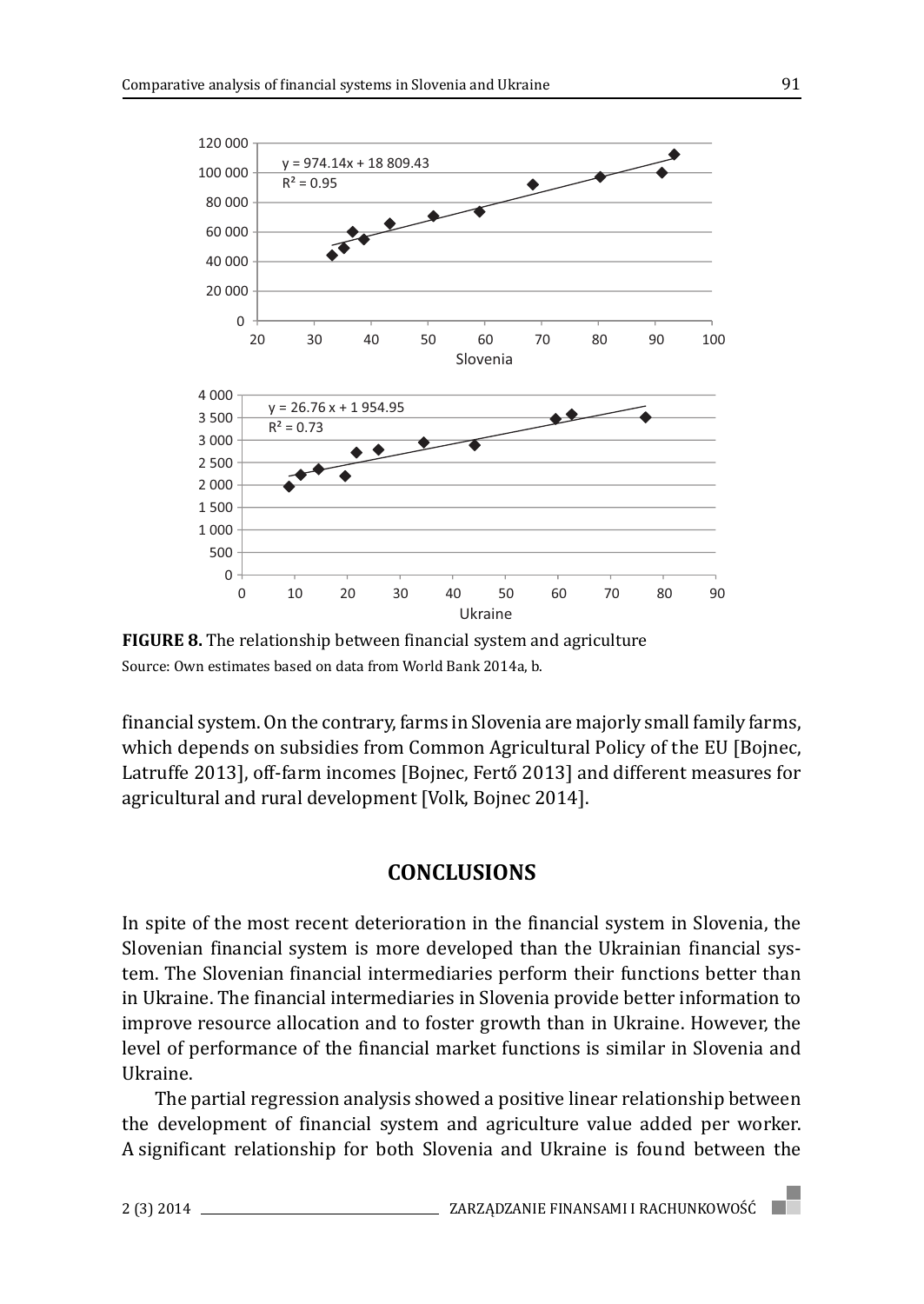**FIGURE 8.** The relationship between financial system and agriculture
Source: Own estimates based on data from World Bank 2014a, b.

financial system. On the contrary, farms in Slovenia are majorly small family farms, which depends on subsidies from Common Agricultural Policy of the EU [Bojnec, Latruffe 2013], off-farm incomes [Bojnec, Fertő 2013] and different measures for agricultural and rural development [Volk, Bojnec 2014].

## CONCLUSIONS

In spite of the most recent deterioration in the financial system in Slovenia, the Slovenian financial system is more developed than the Ukrainian financial system. The Slovenian financial intermediaries perform their functions better than in Ukraine. The financial intermediaries in Slovenia provide better information to improve resource allocation and to foster growth than in Ukraine. However, the level of performance of the financial market functions is similar in Slovenia and Ukraine.

The partial regression analysis showed a positive linear relationship between the development of financial system and agriculture value added per worker. A significant relationship for both Slovenia and Ukraine is found between the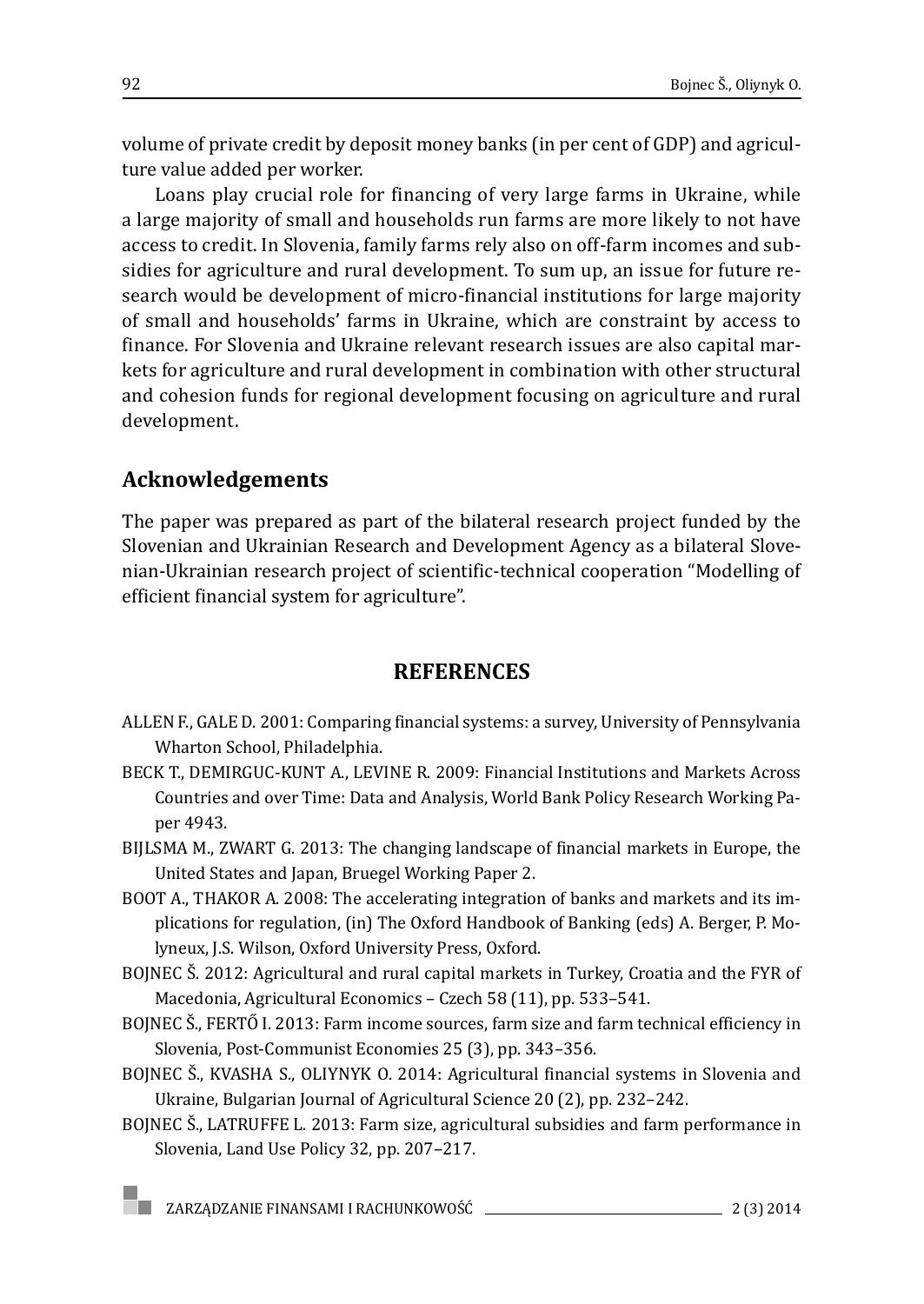volume of private credit by deposit money banks (in per cent of GDP) and agriculture value added per worker.

Loans play crucial role for financing of very large farms in Ukraine, while a large majority of small and households run farms are more likely to not have access to credit. In Slovenia, family farms rely also on off-farm incomes and subsidies for agriculture and rural development. To sum up, an issue for future research would be development of micro-financial institutions for large majority of small and households' farms in Ukraine, which are constraint by access to finance. For Slovenia and Ukraine relevant research issues are also capital markets for agriculture and rural development in combination with other structural and cohesion funds for regional development focusing on agriculture and rural development.

## Acknowledgements

The paper was prepared as part of the bilateral research project funded by the Slovenian and Ukrainian Research and Development Agency as a bilateral Slovenian-Ukrainian research project of scientific-technical cooperation "Modelling of efficient financial system for agriculture".

## REFERENCES

ALLEN F., GALE D. 2001: Comparing financial systems: a survey, University of Pennsylvania Wharton School, Philadelphia.

BECK T., DEMIRGUC-KUNT A., LEVINE R. 2009: Financial Institutions and Markets Across Countries and over Time: Data and Analysis, World Bank Policy Research Working Paper 4943.

BIJLSMA M., ZWART G. 2013: The changing landscape of financial markets in Europe, the United States and Japan, Bruegel Working Paper 2.

BOOT A., THAKOR A. 2008: The accelerating integration of banks and markets and its implications for regulation, (in) The Oxford Handbook of Banking (eds) A. Berger, P. Molyneux, J.S. Wilson, Oxford University Press, Oxford.

BOJNEC Š. 2012: Agricultural and rural capital markets in Turkey, Croatia and the FYR of Macedonia, Agricultural Economics – Czech 58 (11), pp. 533–541.

BOJNEC Š., FERTŐ I. 2013: Farm income sources, farm size and farm technical efficiency in Slovenia, Post-Communist Economies 25 (3), pp. 343–356.

BOJNEC Š., KVASHA S., OLIYNYK O. 2014: Agricultural financial systems in Slovenia and Ukraine, Bulgarian Journal of Agricultural Science 20 (2), pp. 232–242.

BOJNEC Š., LATRUFFE L. 2013: Farm size, agricultural subsidies and farm performance in Slovenia, Land Use Policy 32, pp. 207–217.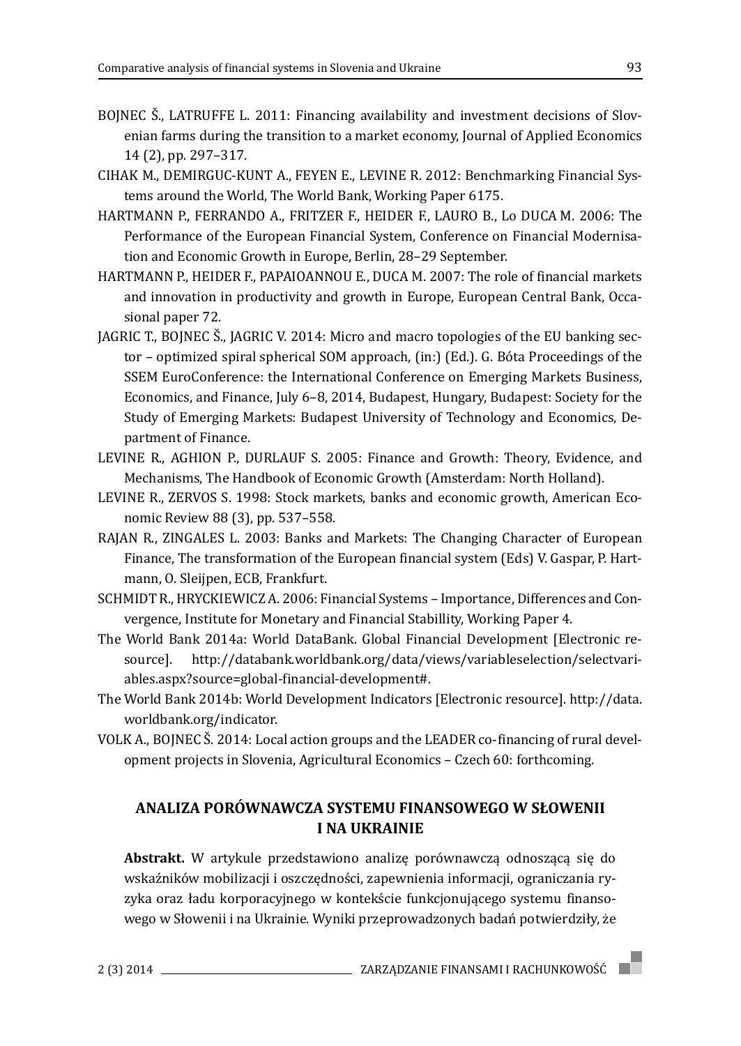BOJNEC Š., LATRUFFE L. 2011: Financing availability and investment decisions of Slovenian farms during the transition to a market economy, Journal of Applied Economics 14 (2), pp. 297–317.

CIHAK M., DEMIRGUC-KUNT A., FEYEN E., LEVINE R. 2012: Benchmarking Financial Systems around the World, The World Bank, Working Paper 6175.

HARTMANN P., FERRANDO A., FRITZER F., HEIDER F., LAURO B., Lo DUCA M. 2006: The Performance of the European Financial System, Conference on Financial Modernisation and Economic Growth in Europe, Berlin, 28–29 September.

HARTMANN P., HEIDER F., PAPAIOANNOU E., DUCA M. 2007: The role of financial markets and innovation in productivity and growth in Europe, European Central Bank, Occasional paper 72.

JAGRIC T., BOJNEC Š., JAGRIC V. 2014: Micro and macro topologies of the EU banking sector – optimized spiral spherical SOM approach, (in:) (Ed.). G. Bóta Proceedings of the SSEM EuroConference: the International Conference on Emerging Markets Business, Economics, and Finance, July 6–8, 2014, Budapest, Hungary, Budapest: Society for the Study of Emerging Markets: Budapest University of Technology and Economics, Department of Finance.

LEVINE R., AGHION P., DURLAUF S. 2005: Finance and Growth: Theory, Evidence, and Mechanisms, The Handbook of Economic Growth (Amsterdam: North Holland).

LEVINE R., ZERVOS S. 1998: Stock markets, banks and economic growth, American Economic Review 88 (3), pp. 537–558.

RAJAN R., ZINGALES L. 2003: Banks and Markets: The Changing Character of European Finance, The transformation of the European financial system (Eds) V. Gaspar, P. Hartmann, O. Sleijpen, ECB, Frankfurt.

SCHMIDT R., HRYCKIEWICZ A. 2006: Financial Systems – Importance, Differences and Convergence, Institute for Monetary and Financial Stabillity, Working Paper 4.

The World Bank 2014a: World DataBank. Global Financial Development [Electronic resource]. http://databank.worldbank.org/data/views/variableselection/selectvariables.aspx?source=global-financial-development#.

The World Bank 2014b: World Development Indicators [Electronic resource]. http://data.worldbank.org/indicator.

VOLK A., BOJNEC Š. 2014: Local action groups and the LEADER co-financing of rural development projects in Slovenia, Agricultural Economics – Czech 60: forthcoming.

## ANALIZA PORÓWNAWCZA SYSTEMU FINANSOWEGO W SŁOWENII I NA UKRAINIE

**Abstrakt.** W artykule przedstawiono analizę porównawczą odnoszącą się do wskaźników mobilizacji i oszczędności, zapewnienia informacji, ograniczania ryzyka oraz ładu korporacyjnego w kontekście funkcjonującego systemu finansowego w Słowenii i na Ukrainie. Wyniki przeprowadzonych badań potwierdziły, że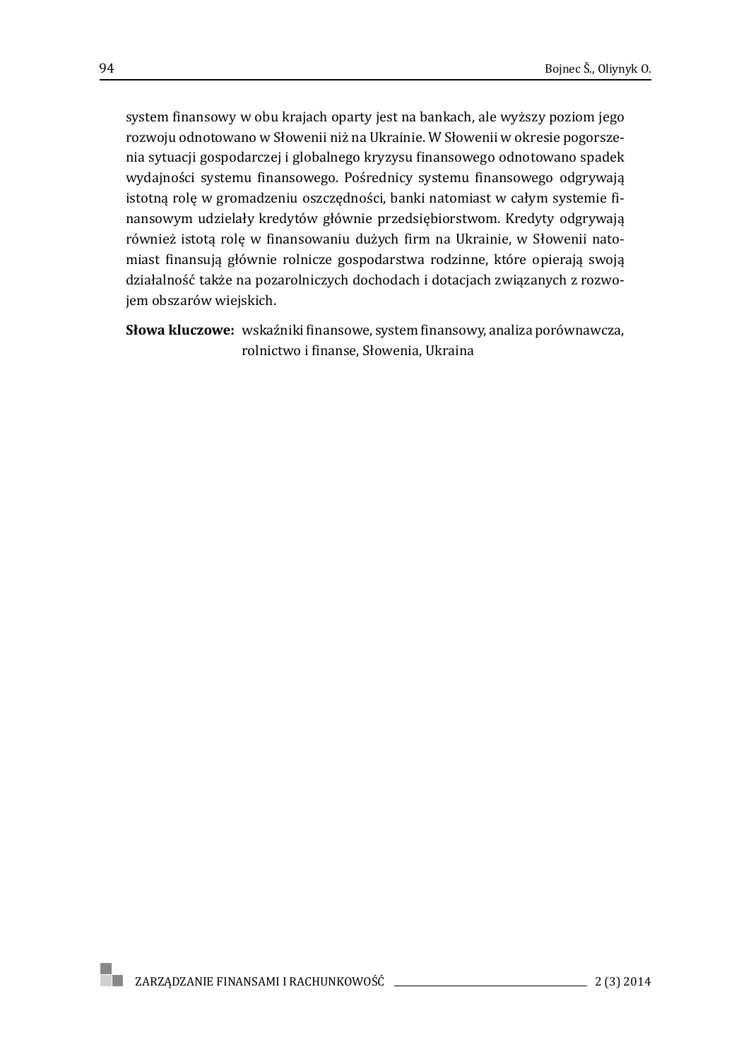system finansowy w obu krajach oparty jest na bankach, ale wyższy poziom jego rozwoju odnotowano w Słowenii niż na Ukrainie. W Słowenii w okresie pogorszenia sytuacji gospodarczej i globalnego kryzysu finansowego odnotowano spadek wydajności systemu finansowego. Pośrednicy systemu finansowego odgrywają istotną rolę w gromadzeniu oszczędności, banki natomiast w całym systemie finansowym udzielały kredytów głównie przedsiębiorstwom. Kredyty odgrywają również istotą rolę w finansowaniu dużych firm na Ukrainie, w Słowenii natomiast finansują głównie rolnicze gospodarstwa rodzinne, które opierają swoją działalność także na pozarolniczych dochodach i dotacjach związanych z rozwojem obszarów wiejskich.

**Słowa kluczowe:** wskaźniki finansowe, system finansowy, analiza porównawcza, rolnictwo i finanse, Słowenia, Ukraina